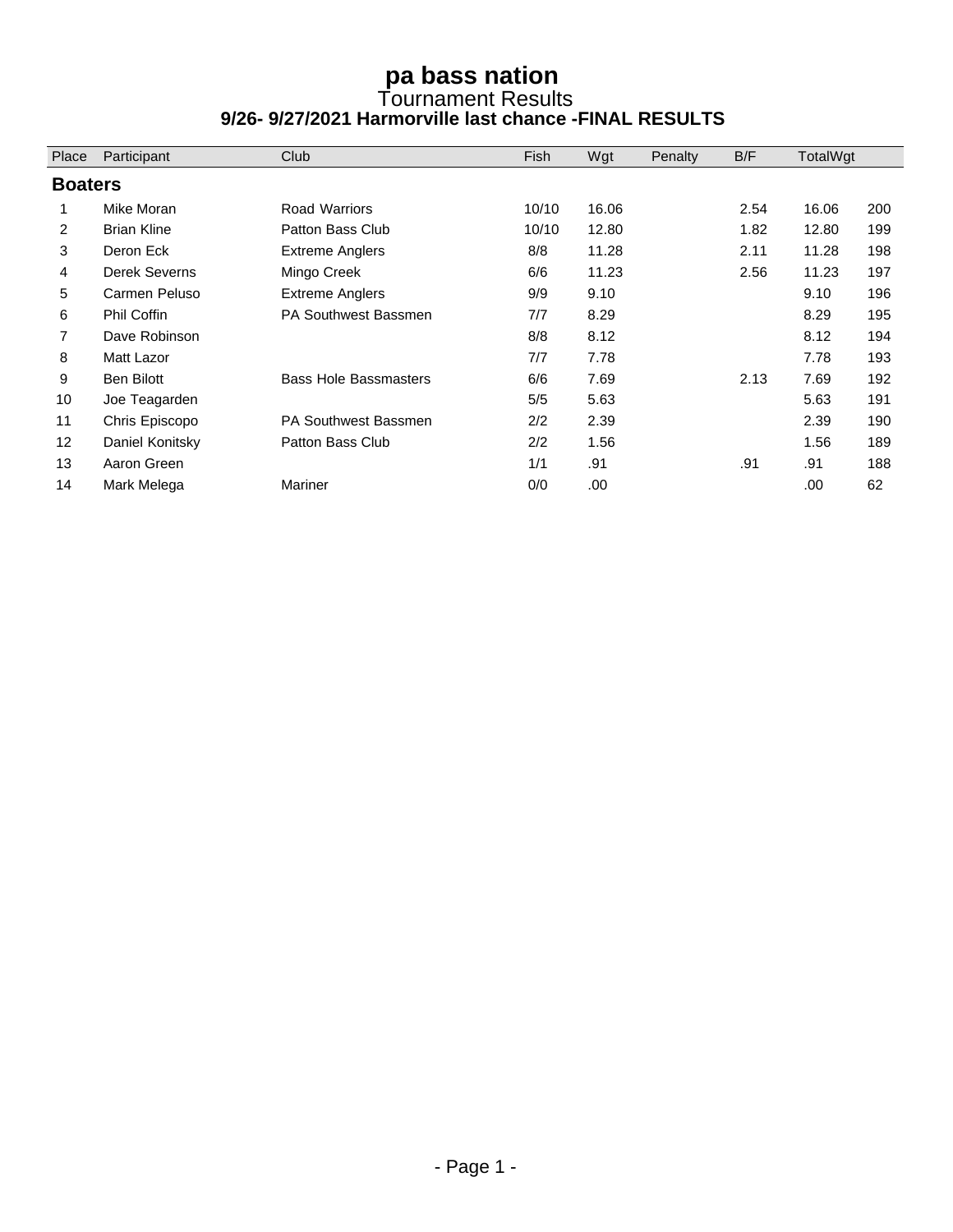# pa bass nation

## Tournament Results

### 9/26- 9/27/2021 Harmorville last chance -FINAL RESULTS

| Place | Participant | Club | Fish | Wgt | Penalty | B/F | TotalWgt | |
|---|---|---|---|---|---|---|---|---|
| **Boaters** | | | | | | | | |
| 1 | Mike Moran | Road Warriors | 10/10 | 16.06 | | 2.54 | 16.06 | 200 |
| 2 | Brian Kline | Patton Bass Club | 10/10 | 12.80 | | 1.82 | 12.80 | 199 |
| 3 | Deron Eck | Extreme Anglers | 8/8 | 11.28 | | 2.11 | 11.28 | 198 |
| 4 | Derek Severns | Mingo Creek | 6/6 | 11.23 | | 2.56 | 11.23 | 197 |
| 5 | Carmen Peluso | Extreme Anglers | 9/9 | 9.10 | | | 9.10 | 196 |
| 6 | Phil Coffin | PA Southwest Bassmen | 7/7 | 8.29 | | | 8.29 | 195 |
| 7 | Dave Robinson | | 8/8 | 8.12 | | | 8.12 | 194 |
| 8 | Matt Lazor | | 7/7 | 7.78 | | | 7.78 | 193 |
| 9 | Ben Bilott | Bass Hole Bassmasters | 6/6 | 7.69 | | 2.13 | 7.69 | 192 |
| 10 | Joe Teagarden | | 5/5 | 5.63 | | | 5.63 | 191 |
| 11 | Chris Episcopo | PA Southwest Bassmen | 2/2 | 2.39 | | | 2.39 | 190 |
| 12 | Daniel Konitsky | Patton Bass Club | 2/2 | 1.56 | | | 1.56 | 189 |
| 13 | Aaron Green | | 1/1 | .91 | | .91 | .91 | 188 |
| 14 | Mark Melega | Mariner | 0/0 | .00 | | | .00 | 62 |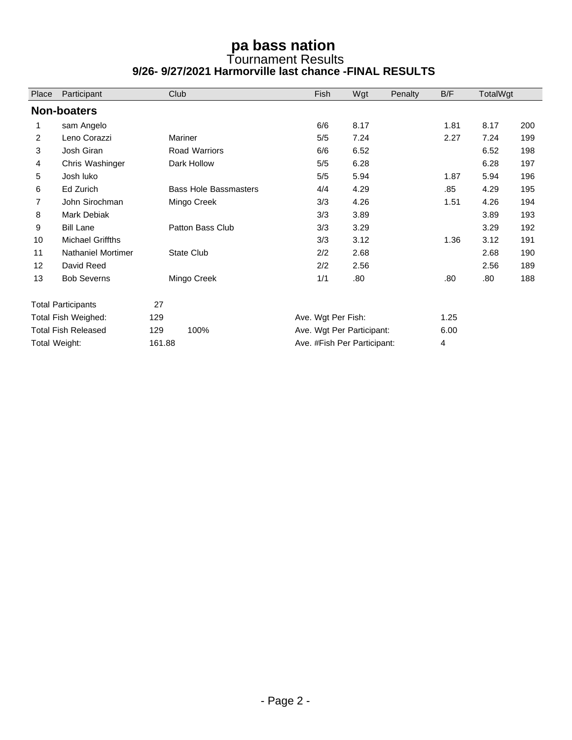# pa bass nation

## Tournament Results

### 9/26- 9/27/2021 Harmorville last chance -FINAL RESULTS

| Place | Participant | Club | Fish | Wgt | Penalty | B/F | TotalWgt | |
|---|---|---|---|---|---|---|---|---|
| **Non-boaters** | | | | | | | | |
| 1 | sam Angelo | | 6/6 | 8.17 | | 1.81 | 8.17 | 200 |
| 2 | Leno Corazzi | Mariner | 5/5 | 7.24 | | 2.27 | 7.24 | 199 |
| 3 | Josh Giran | Road Warriors | 6/6 | 6.52 | | | 6.52 | 198 |
| 4 | Chris Washinger | Dark Hollow | 5/5 | 6.28 | | | 6.28 | 197 |
| 5 | Josh luko | | 5/5 | 5.94 | | 1.87 | 5.94 | 196 |
| 6 | Ed Zurich | Bass Hole Bassmasters | 4/4 | 4.29 | | .85 | 4.29 | 195 |
| 7 | John Sirochman | Mingo Creek | 3/3 | 4.26 | | 1.51 | 4.26 | 194 |
| 8 | Mark Debiak | | 3/3 | 3.89 | | | 3.89 | 193 |
| 9 | Bill Lane | Patton Bass Club | 3/3 | 3.29 | | | 3.29 | 192 |
| 10 | Michael Griffths | | 3/3 | 3.12 | | 1.36 | 3.12 | 191 |
| 11 | Nathaniel Mortimer | State Club | 2/2 | 2.68 | | | 2.68 | 190 |
| 12 | David Reed | | 2/2 | 2.56 | | | 2.56 | 189 |
| 13 | Bob Severns | Mingo Creek | 1/1 | .80 | | .80 | .80 | 188 |

| | | | | |
|---|---|---|---|---|
| Total Participants | 27 | | | |
| Total Fish Weighed: | 129 | | Ave. Wgt Per Fish: | 1.25 |
| Total Fish Released | 129 | 100% | Ave. Wgt Per Participant: | 6.00 |
| Total Weight: | 161.88 | | Ave. #Fish Per Participant: | 4 |